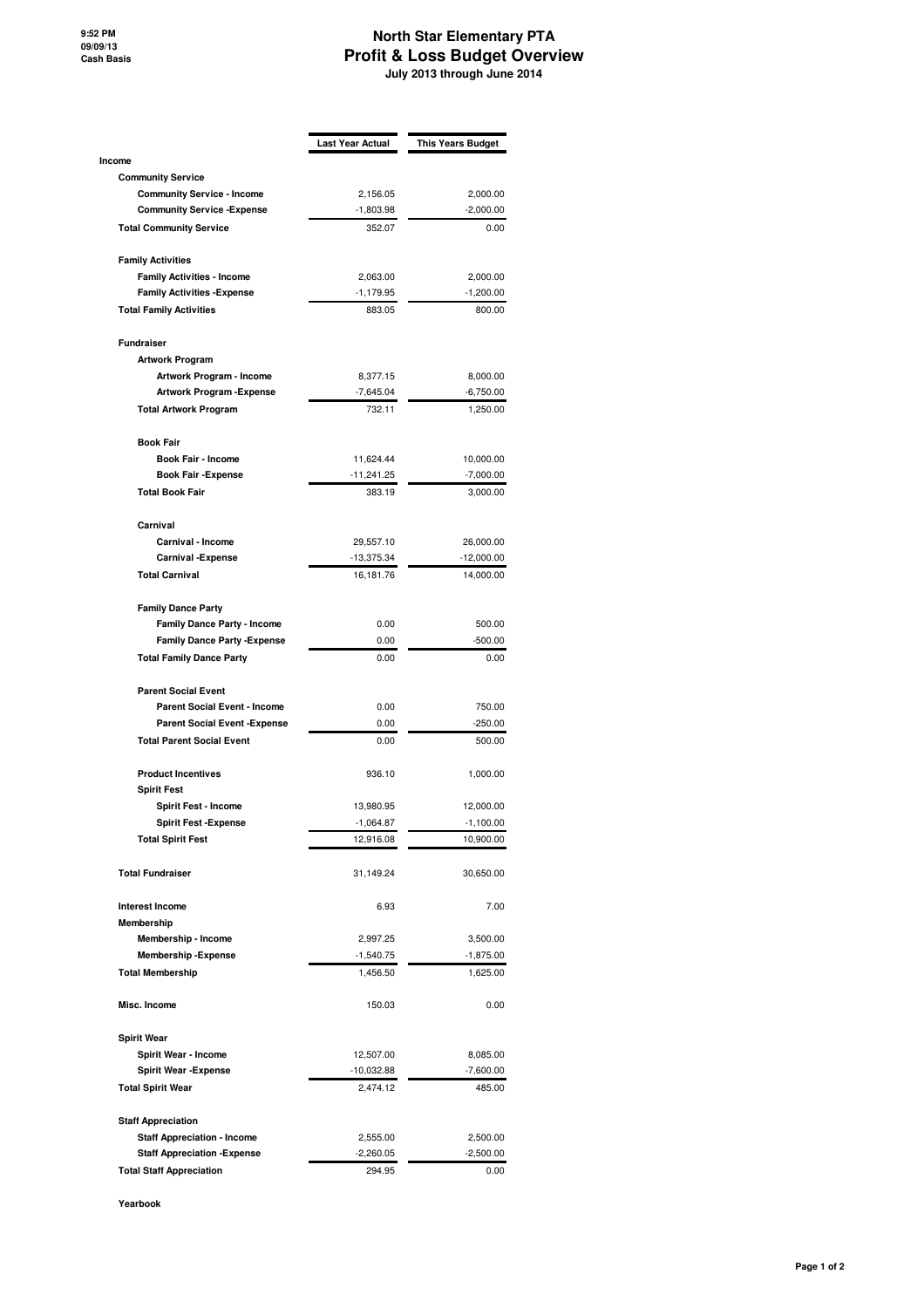# North Star Elementary PTA
## Profit & Loss Budget Overview
### July 2013 through June 2014

9:52 PM
09/09/13
Cash Basis

| | Last Year Actual | This Years Budget |
|---|---|---|
| **Income** | | |
| **Community Service** | | |
| **Community Service - Income** | 2,156.05 | 2,000.00 |
| **Community Service -Expense** | -1,803.98 | -2,000.00 |
| **Total Community Service** | 352.07 | 0.00 |
| **Family Activities** | | |
| **Family Activities - Income** | 2,063.00 | 2,000.00 |
| **Family Activities -Expense** | -1,179.95 | -1,200.00 |
| **Total Family Activities** | 883.05 | 800.00 |
| **Fundraiser** | | |
| **Artwork Program** | | |
| **Artwork Program - Income** | 8,377.15 | 8,000.00 |
| **Artwork Program -Expense** | -7,645.04 | -6,750.00 |
| **Total Artwork Program** | 732.11 | 1,250.00 |
| **Book Fair** | | |
| **Book Fair - Income** | 11,624.44 | 10,000.00 |
| **Book Fair -Expense** | -11,241.25 | -7,000.00 |
| **Total Book Fair** | 383.19 | 3,000.00 |
| **Carnival** | | |
| **Carnival - Income** | 29,557.10 | 26,000.00 |
| **Carnival -Expense** | -13,375.34 | -12,000.00 |
| **Total Carnival** | 16,181.76 | 14,000.00 |
| **Family Dance Party** | | |
| **Family Dance Party - Income** | 0.00 | 500.00 |
| **Family Dance Party -Expense** | 0.00 | -500.00 |
| **Total Family Dance Party** | 0.00 | 0.00 |
| **Parent Social Event** | | |
| **Parent Social Event - Income** | 0.00 | 750.00 |
| **Parent Social Event -Expense** | 0.00 | -250.00 |
| **Total Parent Social Event** | 0.00 | 500.00 |
| **Product Incentives** | 936.10 | 1,000.00 |
| **Spirit Fest** | | |
| **Spirit Fest - Income** | 13,980.95 | 12,000.00 |
| **Spirit Fest -Expense** | -1,064.87 | -1,100.00 |
| **Total Spirit Fest** | 12,916.08 | 10,900.00 |
| **Total Fundraiser** | 31,149.24 | 30,650.00 |
| **Interest Income** | 6.93 | 7.00 |
| **Membership** | | |
| **Membership - Income** | 2,997.25 | 3,500.00 |
| **Membership -Expense** | -1,540.75 | -1,875.00 |
| **Total Membership** | 1,456.50 | 1,625.00 |
| **Misc. Income** | 150.03 | 0.00 |
| **Spirit Wear** | | |
| **Spirit Wear - Income** | 12,507.00 | 8,085.00 |
| **Spirit Wear -Expense** | -10,032.88 | -7,600.00 |
| **Total Spirit Wear** | 2,474.12 | 485.00 |
| **Staff Appreciation** | | |
| **Staff Appreciation - Income** | 2,555.00 | 2,500.00 |
| **Staff Appreciation -Expense** | -2,260.05 | -2,500.00 |
| **Total Staff Appreciation** | 294.95 | 0.00 |
| **Yearbook** | | |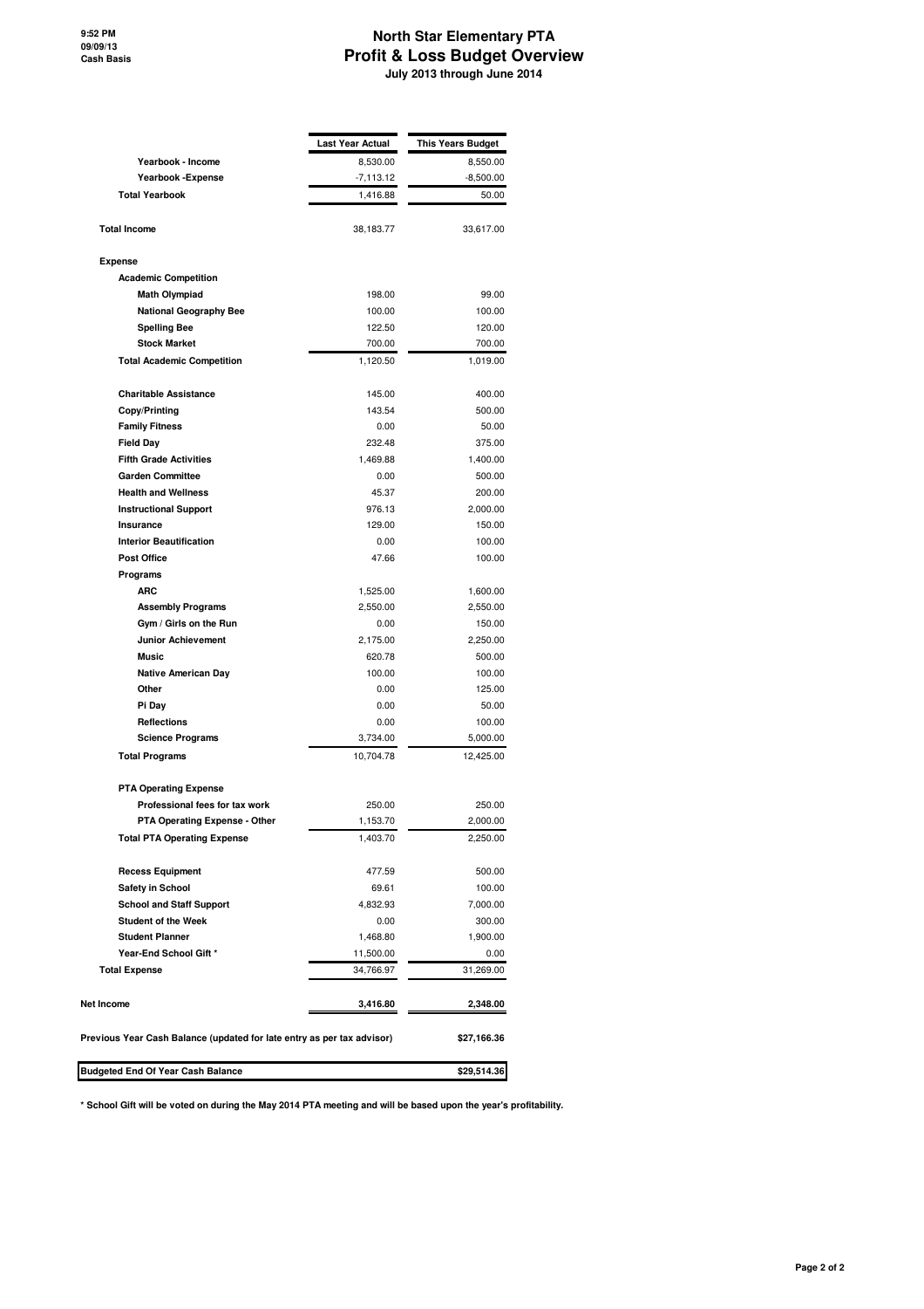9:52 PM
09/09/13
Cash Basis

# North Star Elementary PTA
## Profit & Loss Budget Overview
**July 2013 through June 2014**

| | Last Year Actual | This Years Budget |
|---|---|---|
| **Yearbook - Income** | 8,530.00 | 8,550.00 |
| **Yearbook -Expense** | -7,113.12 | -8,500.00 |
| **Total Yearbook** | 1,416.88 | 50.00 |
| **Total Income** | 38,183.77 | 33,617.00 |
| **Expense** | | |
| **Academic Competition** | | |
| **Math Olympiad** | 198.00 | 99.00 |
| **National Geography Bee** | 100.00 | 100.00 |
| **Spelling Bee** | 122.50 | 120.00 |
| **Stock Market** | 700.00 | 700.00 |
| **Total Academic Competition** | 1,120.50 | 1,019.00 |
| **Charitable Assistance** | 145.00 | 400.00 |
| **Copy/Printing** | 143.54 | 500.00 |
| **Family Fitness** | 0.00 | 50.00 |
| **Field Day** | 232.48 | 375.00 |
| **Fifth Grade Activities** | 1,469.88 | 1,400.00 |
| **Garden Committee** | 0.00 | 500.00 |
| **Health and Wellness** | 45.37 | 200.00 |
| **Instructional Support** | 976.13 | 2,000.00 |
| **Insurance** | 129.00 | 150.00 |
| **Interior Beautification** | 0.00 | 100.00 |
| **Post Office** | 47.66 | 100.00 |
| **Programs** | | |
| **ARC** | 1,525.00 | 1,600.00 |
| **Assembly Programs** | 2,550.00 | 2,550.00 |
| **Gym / Girls on the Run** | 0.00 | 150.00 |
| **Junior Achievement** | 2,175.00 | 2,250.00 |
| **Music** | 620.78 | 500.00 |
| **Native American Day** | 100.00 | 100.00 |
| **Other** | 0.00 | 125.00 |
| **Pi Day** | 0.00 | 50.00 |
| **Reflections** | 0.00 | 100.00 |
| **Science Programs** | 3,734.00 | 5,000.00 |
| **Total Programs** | 10,704.78 | 12,425.00 |
| **PTA Operating Expense** | | |
| **Professional fees for tax work** | 250.00 | 250.00 |
| **PTA Operating Expense - Other** | 1,153.70 | 2,000.00 |
| **Total PTA Operating Expense** | 1,403.70 | 2,250.00 |
| **Recess Equipment** | 477.59 | 500.00 |
| **Safety in School** | 69.61 | 100.00 |
| **School and Staff Support** | 4,832.93 | 7,000.00 |
| **Student of the Week** | 0.00 | 300.00 |
| **Student Planner** | 1,468.80 | 1,900.00 |
| **Year-End School Gift *** | 11,500.00 | 0.00 |
| **Total Expense** | 34,766.97 | 31,269.00 |
| **Net Income** | **3,416.80** | **2,348.00** |
| **Previous Year Cash Balance (updated for late entry as per tax advisor)** | | **$27,166.36** |
| **Budgeted End Of Year Cash Balance** | | **$29,514.36** |

**\* School Gift will be voted on during the May 2014 PTA meeting and will be based upon the year's profitability.**